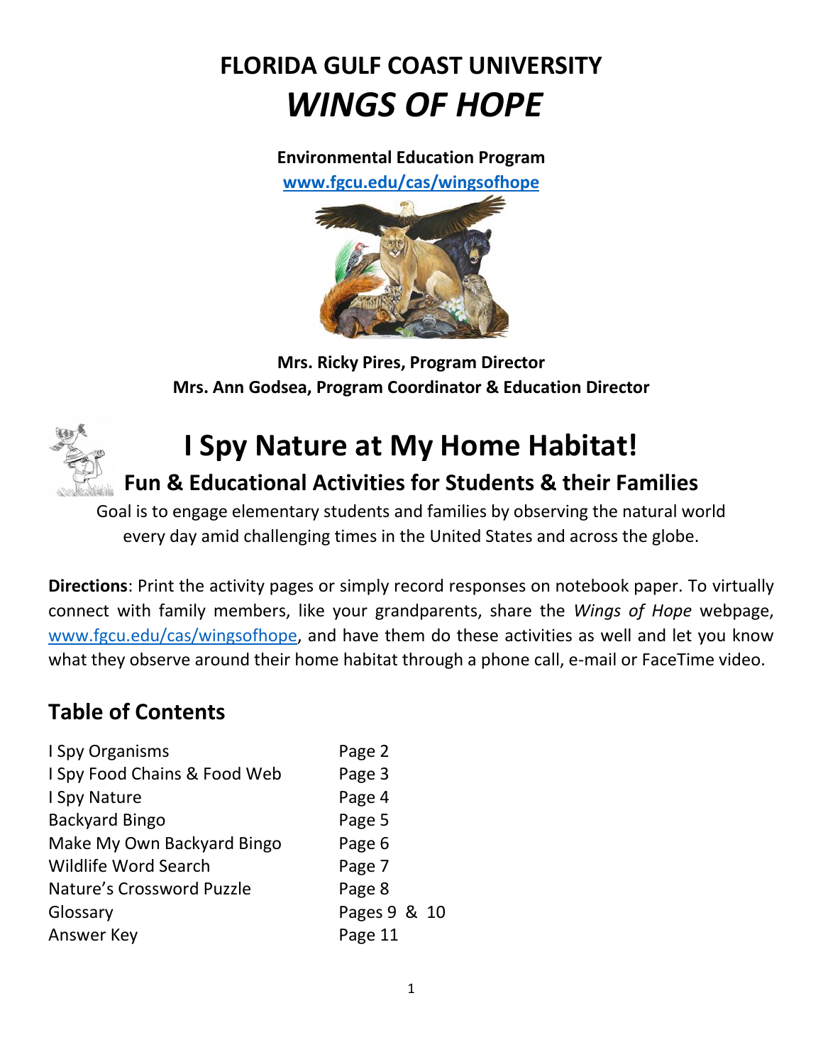# FLORIDA GULF COAST UNIVERSITY

# *WINGS OF HOPE*

**Environmental Education Program**

**[www.fgcu.edu/cas/wingsofhope](http://www.fgcu.edu/cas/wingsofhope)**

**Mrs. Ricky Pires, Program Director**

**Mrs. Ann Godsea, Program Coordinator & Education Director**

## I Spy Nature at My Home Habitat!

### Fun & Educational Activities for Students & their Families

Goal is to engage elementary students and families by observing the natural world every day amid challenging times in the United States and across the globe.

**Directions**: Print the activity pages or simply record responses on notebook paper. To virtually connect with family members, like your grandparents, share the *Wings of Hope* webpage, [www.fgcu.edu/cas/wingsofhope](http://www.fgcu.edu/cas/wingsofhope), and have them do these activities as well and let you know what they observe around their home habitat through a phone call, e-mail or FaceTime video.

## Table of Contents

| | |
|---|---|
| I Spy Organisms | Page 2 |
| I Spy Food Chains & Food Web | Page 3 |
| I Spy Nature | Page 4 |
| Backyard Bingo | Page 5 |
| Make My Own Backyard Bingo | Page 6 |
| Wildlife Word Search | Page 7 |
| Nature's Crossword Puzzle | Page 8 |
| Glossary | Pages 9 & 10 |
| Answer Key | Page 11 |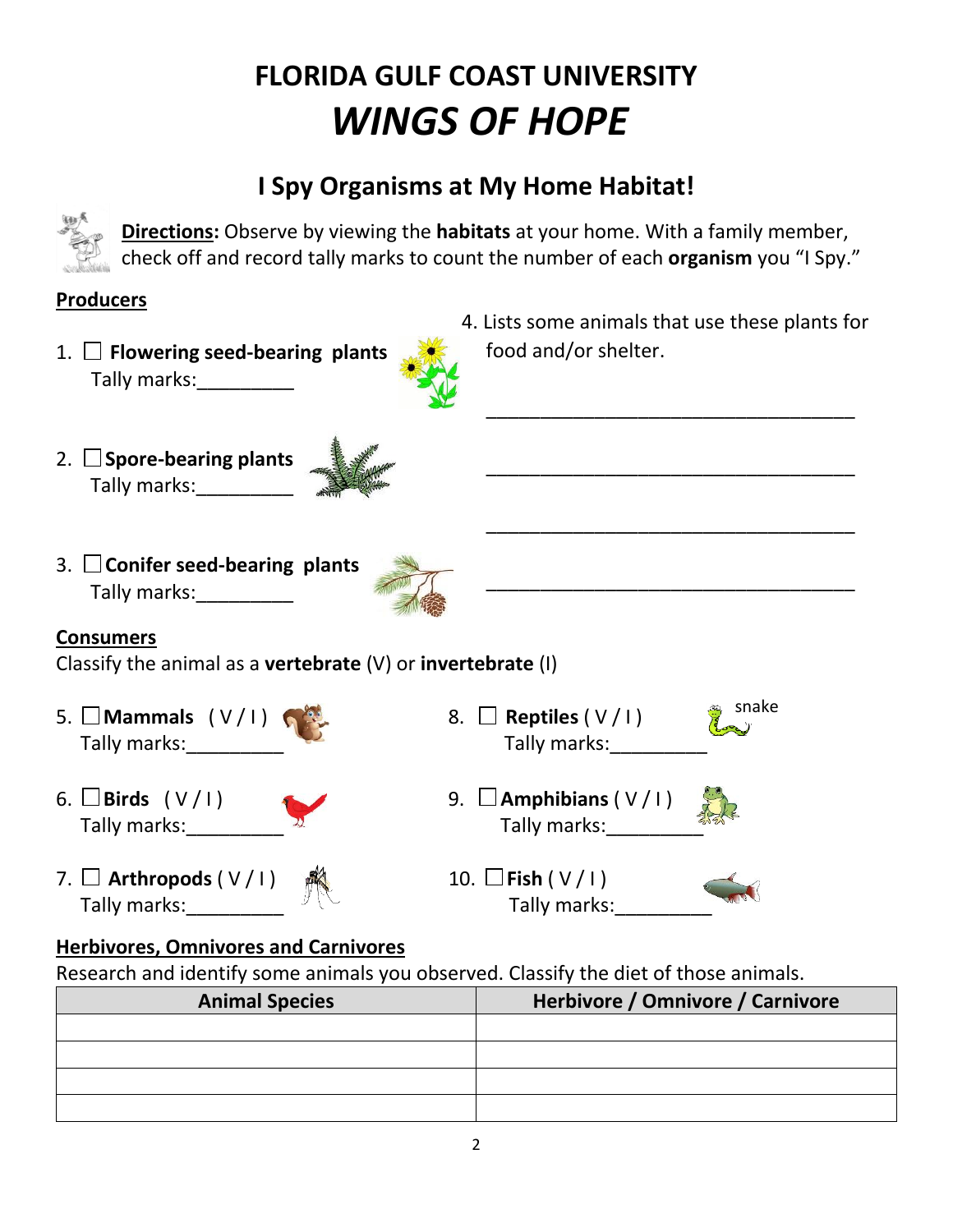# FLORIDA GULF COAST UNIVERSITY

# *WINGS OF HOPE*

## I Spy Organisms at My Home Habitat!

**Directions:** Observe by viewing the **habitats** at your home. With a family member, check off and record tally marks to count the number of each **organism** you "I Spy."

### Producers

1. ☐ **Flowering seed-bearing plants**
   Tally marks:_________

2. ☐ **Spore-bearing plants**
   Tally marks:_________

3. ☐ **Conifer seed-bearing plants**
   Tally marks:_________

4. Lists some animals that use these plants for food and/or shelter.

___________________________________

___________________________________

___________________________________

___________________________________

### Consumers

Classify the animal as a **vertebrate** (V) or **invertebrate** (I)

5. ☐ **Mammals** ( V / I )
   Tally marks:_________

6. ☐ **Birds** ( V / I )
   Tally marks:_________

7. ☐ **Arthropods** ( V / I )
   Tally marks:_________

8. ☐ **Reptiles** ( V / I ) snake
   Tally marks:_________

9. ☐ **Amphibians** ( V / I )
   Tally marks:_________

10. ☐ **Fish** ( V / I )
    Tally marks:_________

### Herbivores, Omnivores and Carnivores

Research and identify some animals you observed. Classify the diet of those animals.

| Animal Species | Herbivore / Omnivore / Carnivore |
|---|---|
| | |
| | |
| | |
| | |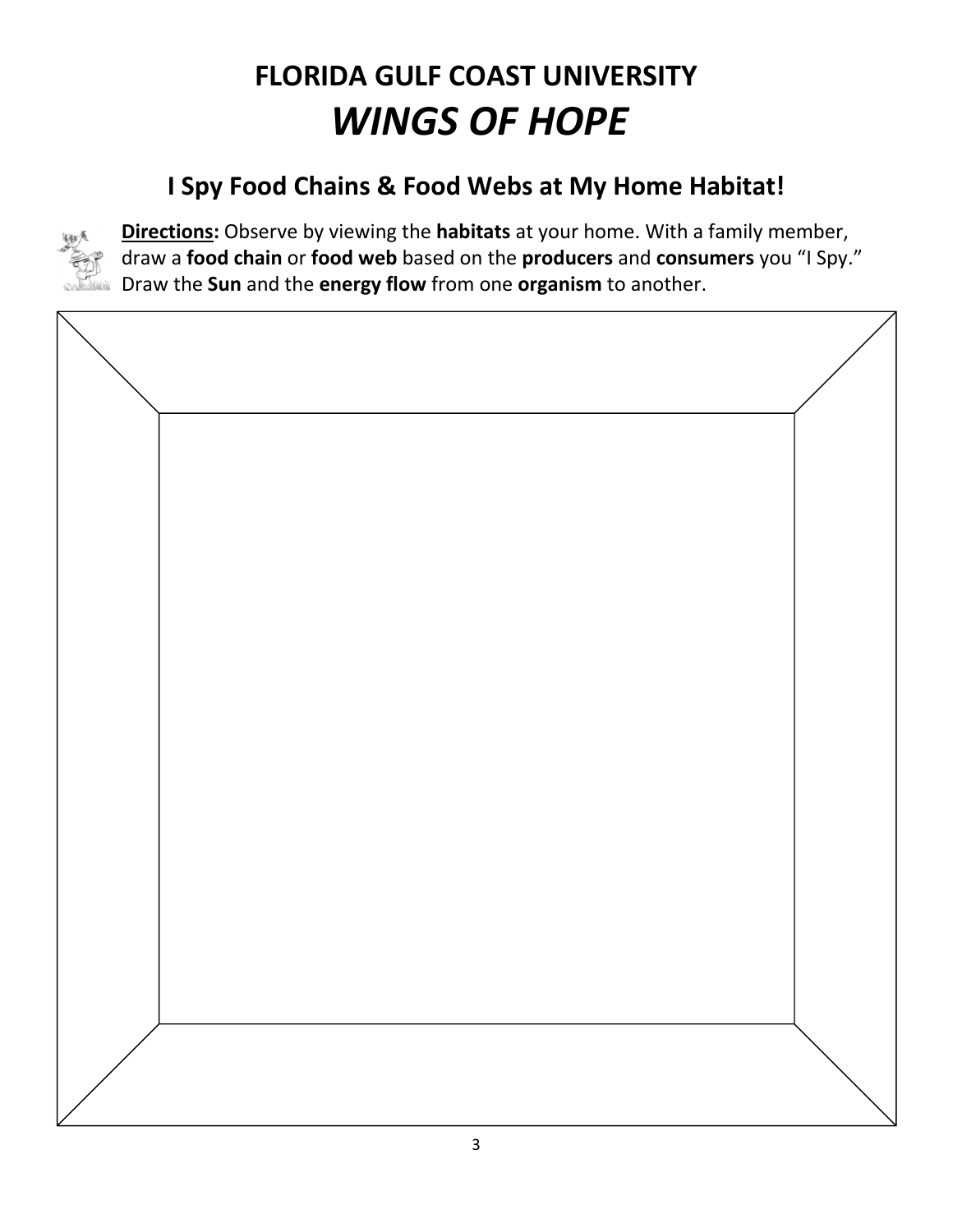# FLORIDA GULF COAST UNIVERSITY

# *WINGS OF HOPE*

## I Spy Food Chains & Food Webs at My Home Habitat!

**<u>Directions</u>:** Observe by viewing the **habitats** at your home. With a family member, draw a **food chain** or **food web** based on the **producers** and **consumers** you "I Spy." Draw the **Sun** and the **energy flow** from one **organism** to another.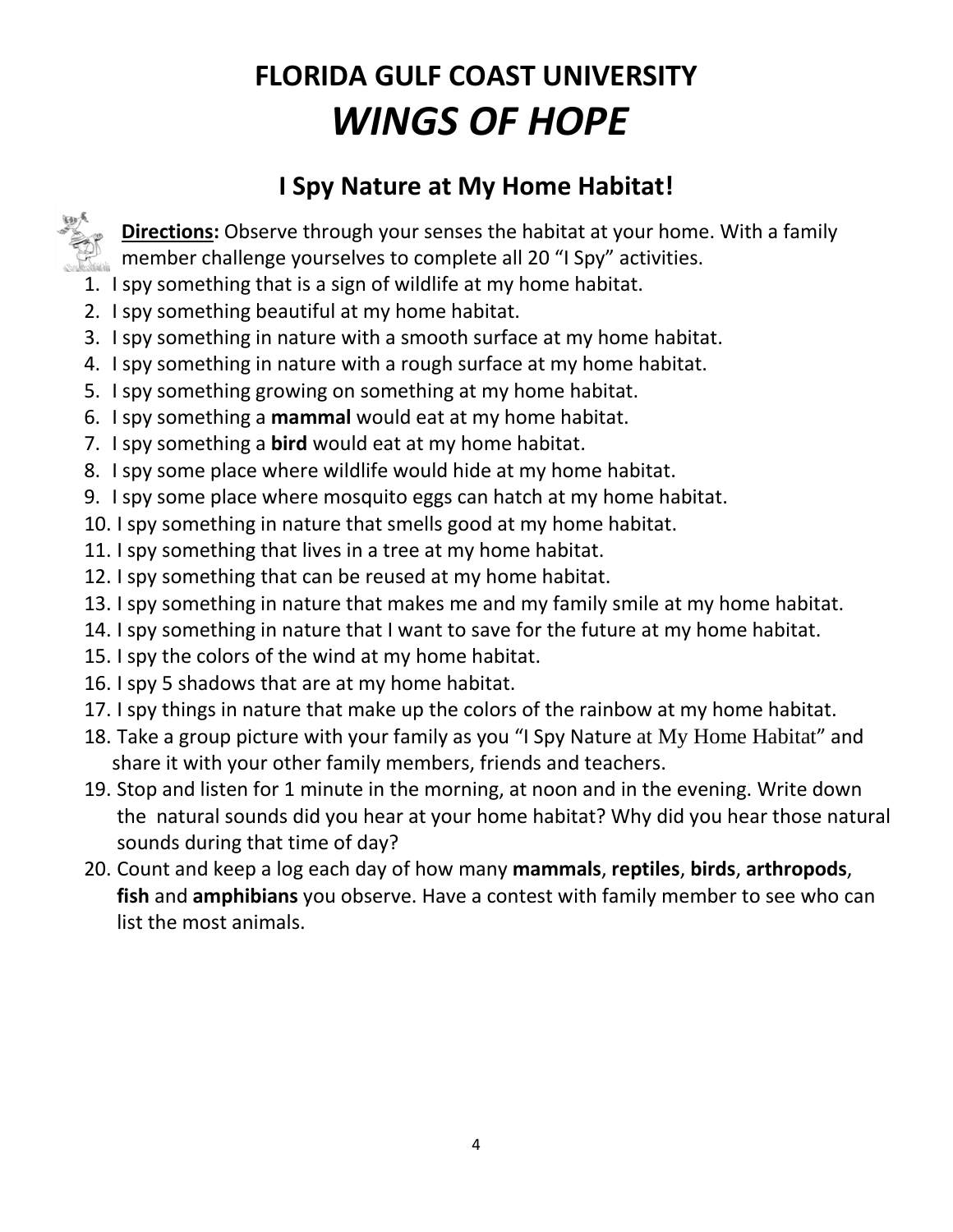# FLORIDA GULF COAST UNIVERSITY

# *WINGS OF HOPE*

## I Spy Nature at My Home Habitat!

**Directions:** Observe through your senses the habitat at your home. With a family member challenge yourselves to complete all 20 "I Spy" activities.

1. I spy something that is a sign of wildlife at my home habitat.
2. I spy something beautiful at my home habitat.
3. I spy something in nature with a smooth surface at my home habitat.
4. I spy something in nature with a rough surface at my home habitat.
5. I spy something growing on something at my home habitat.
6. I spy something a **mammal** would eat at my home habitat.
7. I spy something a **bird** would eat at my home habitat.
8. I spy some place where wildlife would hide at my home habitat.
9. I spy some place where mosquito eggs can hatch at my home habitat.
10. I spy something in nature that smells good at my home habitat.
11. I spy something that lives in a tree at my home habitat.
12. I spy something that can be reused at my home habitat.
13. I spy something in nature that makes me and my family smile at my home habitat.
14. I spy something in nature that I want to save for the future at my home habitat.
15. I spy the colors of the wind at my home habitat.
16. I spy 5 shadows that are at my home habitat.
17. I spy things in nature that make up the colors of the rainbow at my home habitat.
18. Take a group picture with your family as you "I Spy Nature at My Home Habitat" and share it with your other family members, friends and teachers.
19. Stop and listen for 1 minute in the morning, at noon and in the evening. Write down the natural sounds did you hear at your home habitat? Why did you hear those natural sounds during that time of day?
20. Count and keep a log each day of how many **mammals**, **reptiles**, **birds**, **arthropods**, **fish** and **amphibians** you observe. Have a contest with family member to see who can list the most animals.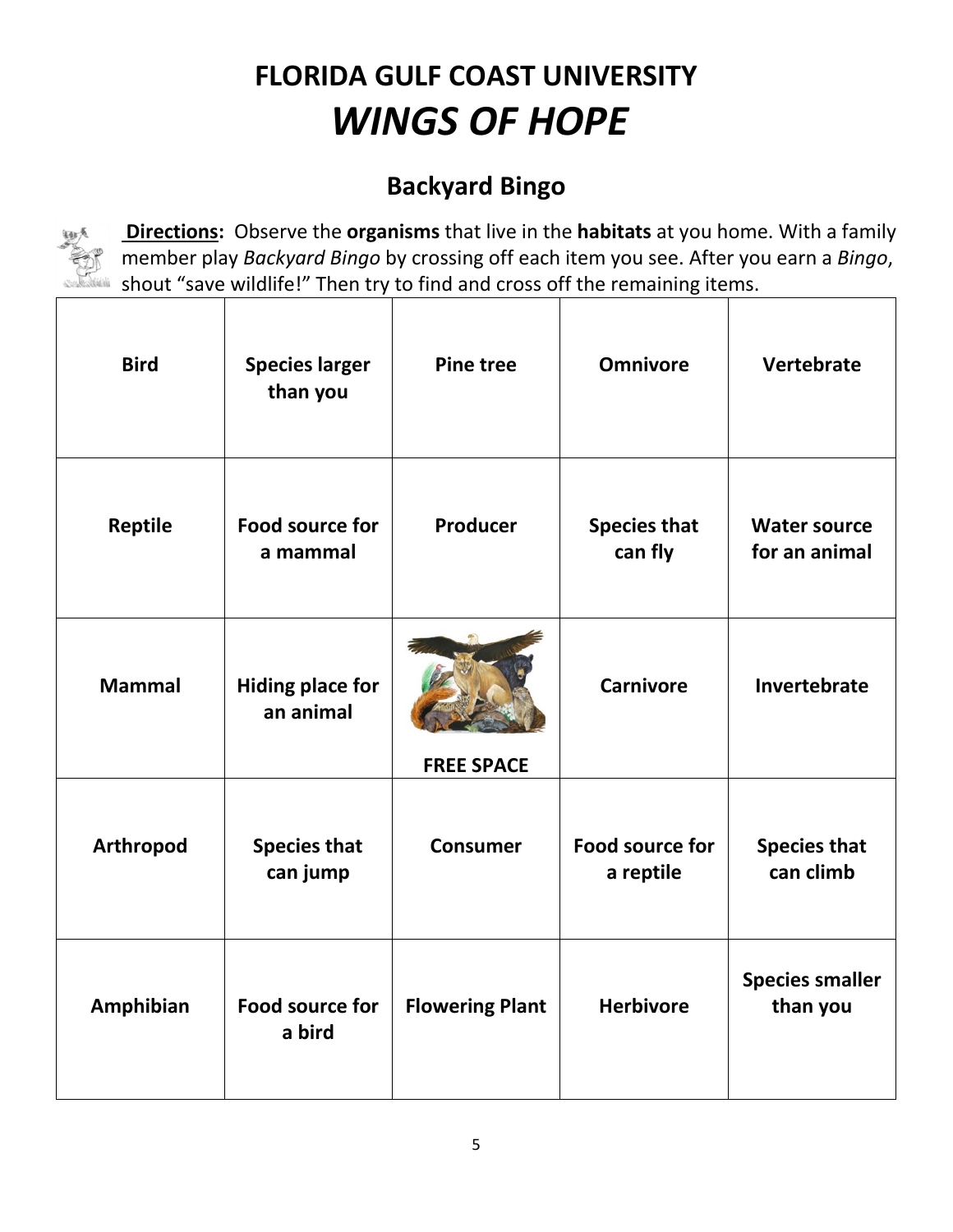# FLORIDA GULF COAST UNIVERSITY
# *WINGS OF HOPE*

## Backyard Bingo

**Directions:** Observe the **organisms** that live in the **habitats** at you home. With a family member play *Backyard Bingo* by crossing off each item you see. After you earn a *Bingo*, shout "save wildlife!" Then try to find and cross off the remaining items.

| | | | | |
|---|---|---|---|---|
| **Bird** | **Species larger than you** | **Pine tree** | **Omnivore** | **Vertebrate** |
| **Reptile** | **Food source for a mammal** | **Producer** | **Species that can fly** | **Water source for an animal** |
| **Mammal** | **Hiding place for an animal** | **FREE SPACE** | **Carnivore** | **Invertebrate** |
| **Arthropod** | **Species that can jump** | **Consumer** | **Food source for a reptile** | **Species that can climb** |
| **Amphibian** | **Food source for a bird** | **Flowering Plant** | **Herbivore** | **Species smaller than you** |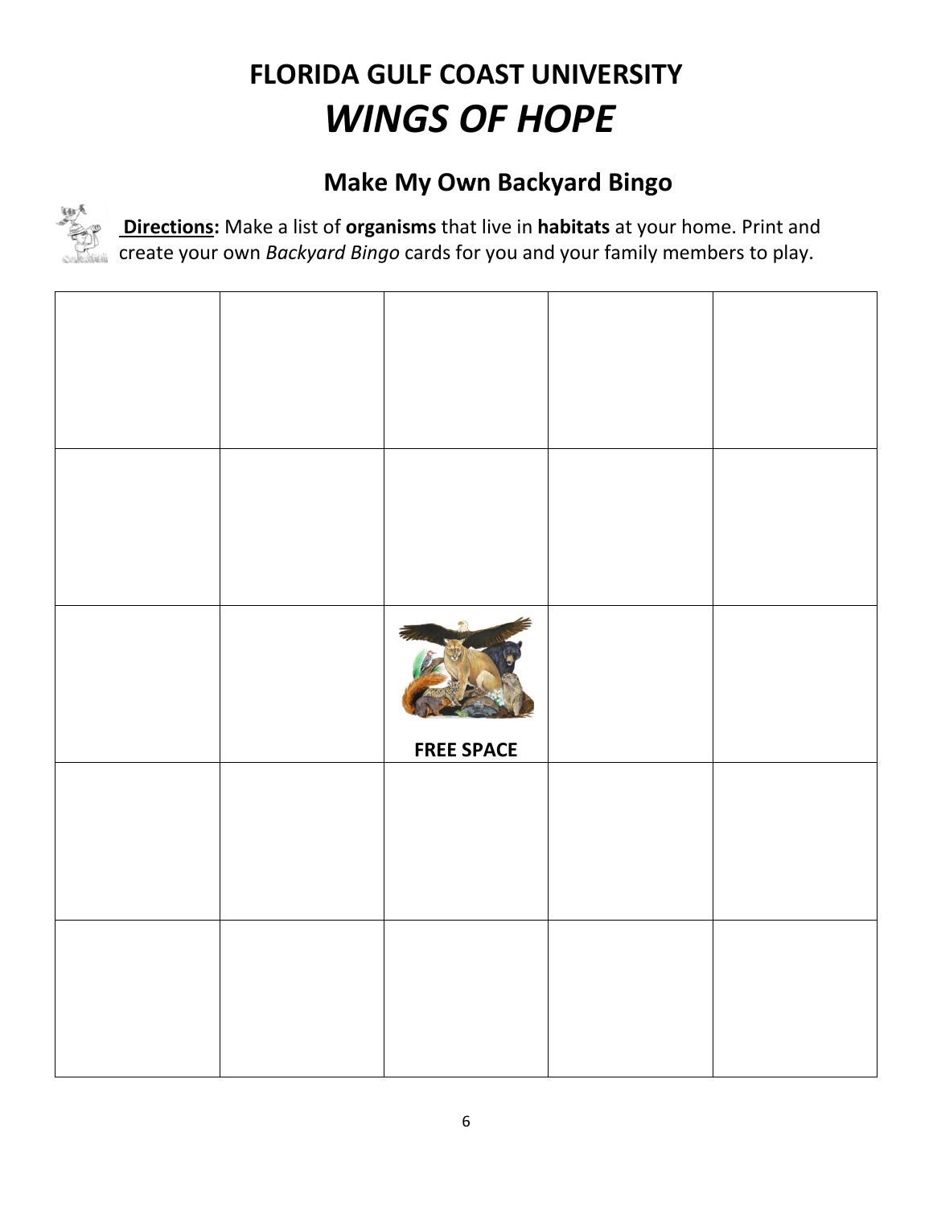# FLORIDA GULF COAST UNIVERSITY

# *WINGS OF HOPE*

## Make My Own Backyard Bingo

**Directions:** Make a list of **organisms** that live in **habitats** at your home. Print and create your own *Backyard Bingo* cards for you and your family members to play.

| | | | | |
|---|---|---|---|---|
| | | | | |
| | | | | |
| | | **FREE SPACE** | | |
| | | | | |
| | | | | |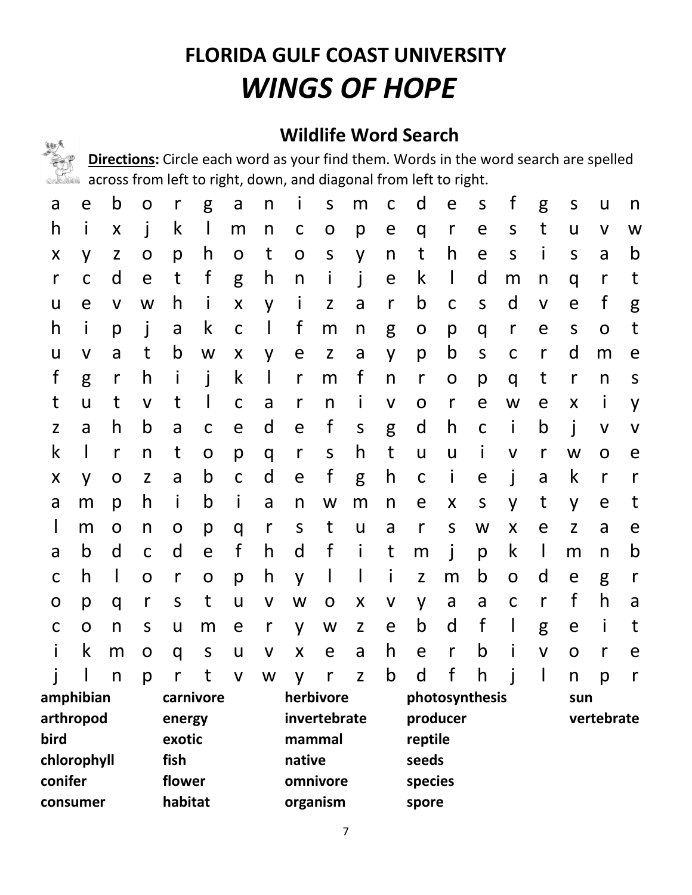# FLORIDA GULF COAST UNIVERSITY

# *WINGS OF HOPE*

## Wildlife Word Search

**Directions:** Circle each word as your find them. Words in the word search are spelled across from left to right, down, and diagonal from left to right.

```
a e b o r g a n i s m c d e s f g s u n
h i x j k l m n c o p e q r e s t u v w
x y z o p h o t o s y n t h e s i s a b
r c d e t f g h n i j e k l d m n q r t
u e v w h i x y i z a r b c s d v e f g
h i p j a k c l f m n g o p q r e s o t
u v a t b w x y e z a y p b s c r d m e
f g r h i j k l r m f n r o p q t r n s
t u t v t l c a r n i v o r e w e x i y
z a h b a c e d e f s g d h c i b j v v
k l r n t o p q r s h t u u i v r w o e
x y o z a b c d e f g h c i e j a k r r
a m p h i b i a n w m n e x s y t y e t
l m o n o p q r s t u a r s w x e z a e
a b d c d e f h d f i t m j p k l m n b
c h l o r o p h y l l i z m b o d e g r
o p q r s t u v w o x v y a a c r f h a
c o n s u m e r y w z e b d f l g e i t
i k m o q s u v x e a h e r b i v o r e
j l n p r t v w y r z b d f h j l n p r
```

| | | | | |
|---|---|---|---|---|
| **amphibian** | **carnivore** | **herbivore** | **photosynthesis** | **sun** |
| **arthropod** | **energy** | **invertebrate** | **producer** | **vertebrate** |
| **bird** | **exotic** | **mammal** | **reptile** | |
| **chlorophyll** | **fish** | **native** | **seeds** | |
| **conifer** | **flower** | **omnivore** | **species** | |
| **consumer** | **habitat** | **organism** | **spore** | |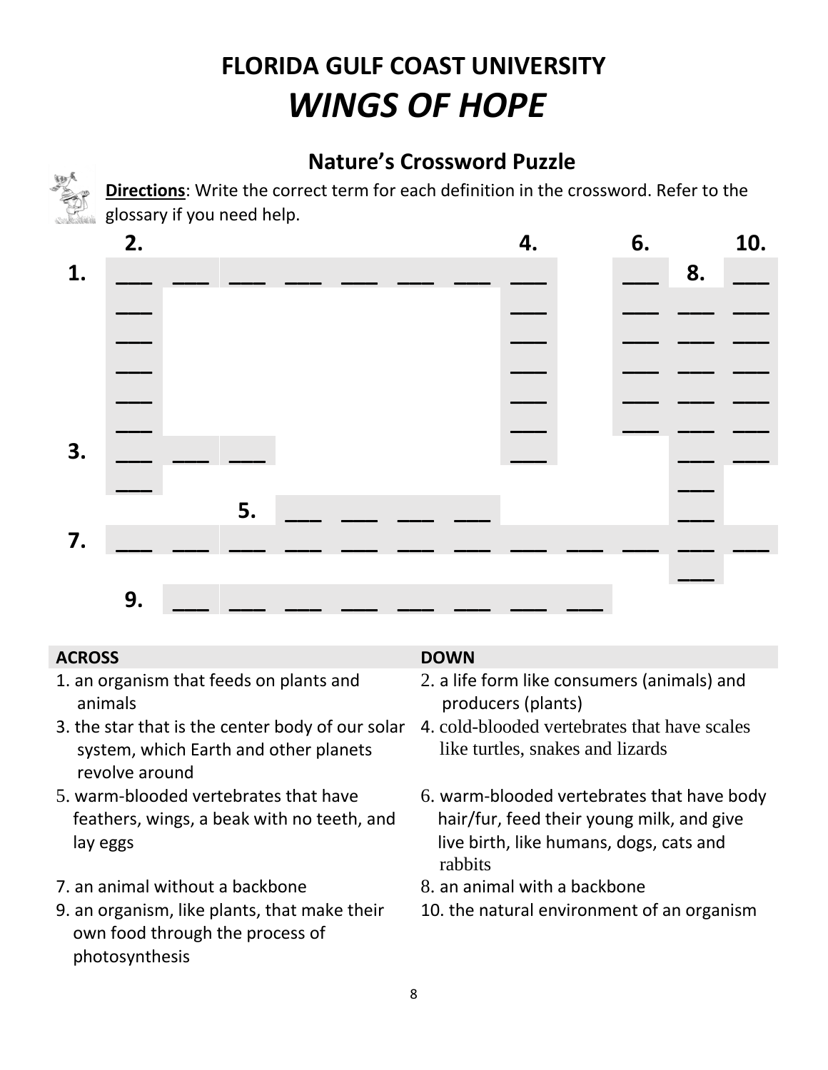# FLORIDA GULF COAST UNIVERSITY

# *WINGS OF HOPE*

## Nature's Crossword Puzzle

**Directions**: Write the correct term for each definition in the crossword. Refer to the glossary if you need help.

2. 4. 6. 10.

1. ___ ___ ___ ___ ___ ___ ___ ___ ___ 8. ___

3. ___ ___ ___

5. ___ ___ ___ ___

7. ___ ___ ___ ___ ___ ___ ___ ___ ___ ___ ___ ___

9. ___ ___ ___ ___ ___ ___ ___ ___

| ACROSS | DOWN |
|---|---|
| 1. an organism that feeds on plants and animals | 2. a life form like consumers (animals) and producers (plants) |
| 3. the star that is the center body of our solar system, which Earth and other planets revolve around | 4. cold-blooded vertebrates that have scales like turtles, snakes and lizards |
| 5. warm-blooded vertebrates that have feathers, wings, a beak with no teeth, and lay eggs | 6. warm-blooded vertebrates that have body hair/fur, feed their young milk, and give live birth, like humans, dogs, cats and rabbits |
| 7. an animal without a backbone | 8. an animal with a backbone |
| 9. an organism, like plants, that make their own food through the process of photosynthesis | 10. the natural environment of an organism |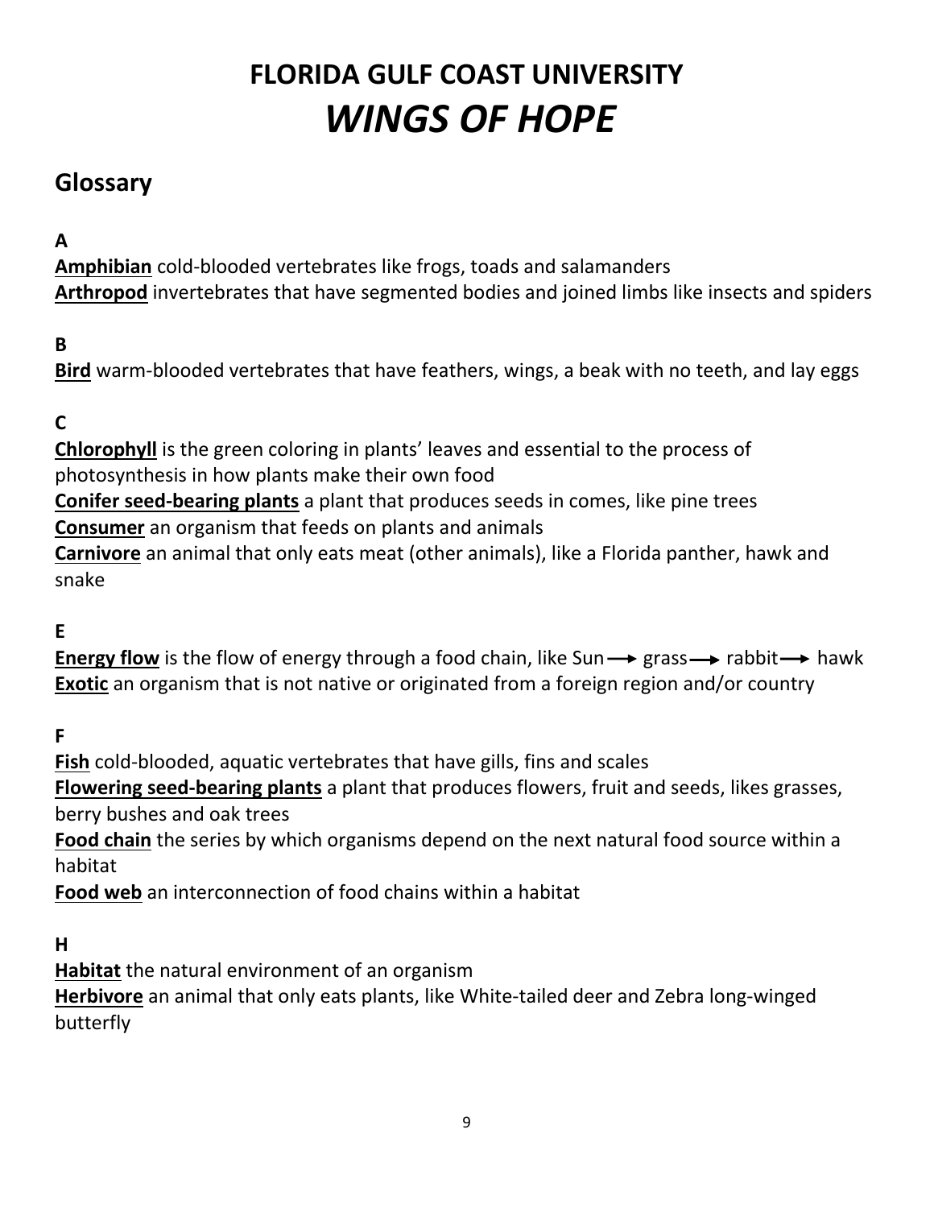# FLORIDA GULF COAST UNIVERSITY
# *WINGS OF HOPE*

## Glossary

**A**

**Amphibian** cold-blooded vertebrates like frogs, toads and salamanders
**Arthropod** invertebrates that have segmented bodies and joined limbs like insects and spiders

**B**

**Bird** warm-blooded vertebrates that have feathers, wings, a beak with no teeth, and lay eggs

**C**

**Chlorophyll** is the green coloring in plants' leaves and essential to the process of photosynthesis in how plants make their own food
**Conifer seed-bearing plants** a plant that produces seeds in comes, like pine trees
**Consumer** an organism that feeds on plants and animals
**Carnivore** an animal that only eats meat (other animals), like a Florida panther, hawk and snake

**E**

**Energy flow** is the flow of energy through a food chain, like Sun → grass → rabbit → hawk
**Exotic** an organism that is not native or originated from a foreign region and/or country

**F**

**Fish** cold-blooded, aquatic vertebrates that have gills, fins and scales
**Flowering seed-bearing plants** a plant that produces flowers, fruit and seeds, likes grasses, berry bushes and oak trees
**Food chain** the series by which organisms depend on the next natural food source within a habitat
**Food web** an interconnection of food chains within a habitat

**H**

**Habitat** the natural environment of an organism
**Herbivore** an animal that only eats plants, like White-tailed deer and Zebra long-winged butterfly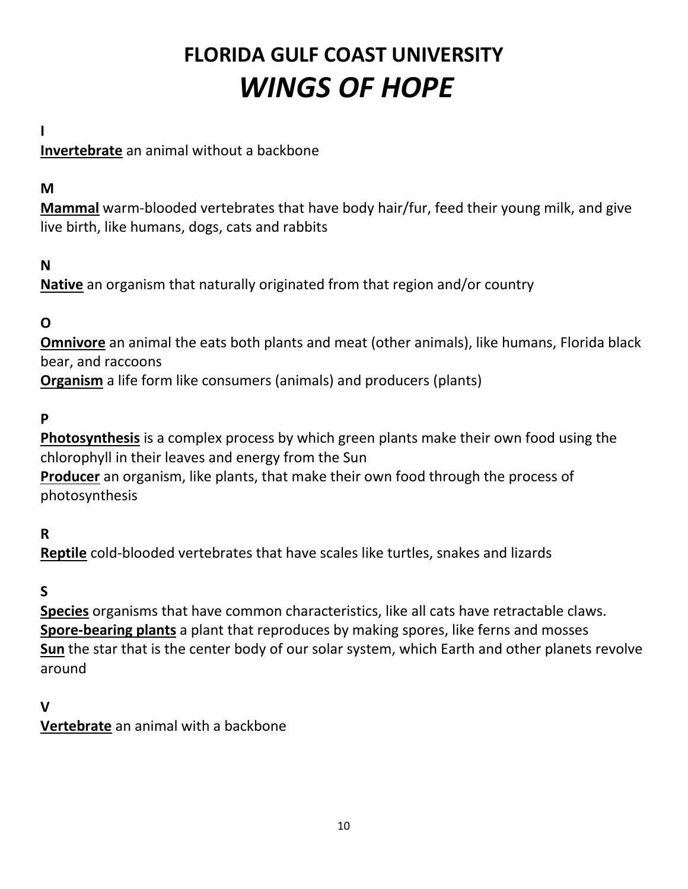# FLORIDA GULF COAST UNIVERSITY
# *WINGS OF HOPE*

**I**

**Invertebrate** an animal without a backbone

**M**

**Mammal** warm-blooded vertebrates that have body hair/fur, feed their young milk, and give live birth, like humans, dogs, cats and rabbits

**N**

**Native** an organism that naturally originated from that region and/or country

**O**

**Omnivore** an animal the eats both plants and meat (other animals), like humans, Florida black bear, and raccoons

**Organism** a life form like consumers (animals) and producers (plants)

**P**

**Photosynthesis** is a complex process by which green plants make their own food using the chlorophyll in their leaves and energy from the Sun

**Producer** an organism, like plants, that make their own food through the process of photosynthesis

**R**

**Reptile** cold-blooded vertebrates that have scales like turtles, snakes and lizards

**S**

**Species** organisms that have common characteristics, like all cats have retractable claws.

**Spore-bearing plants** a plant that reproduces by making spores, like ferns and mosses

**Sun** the star that is the center body of our solar system, which Earth and other planets revolve around

**V**

**Vertebrate** an animal with a backbone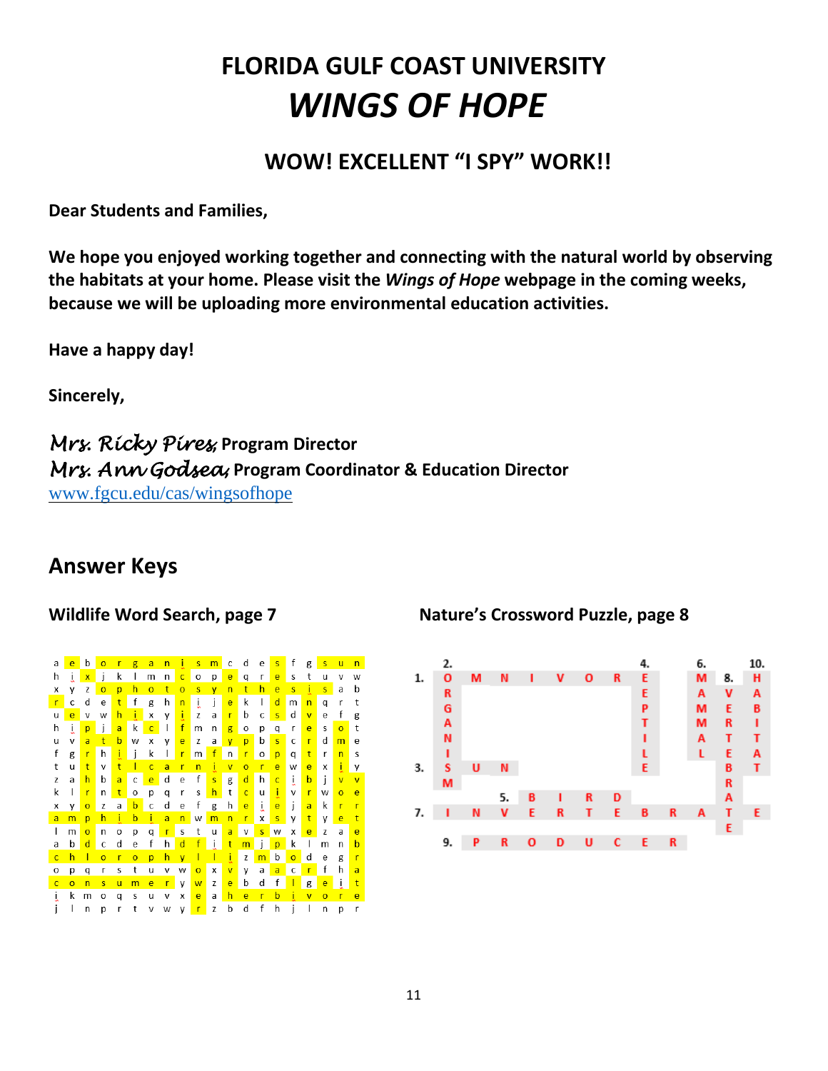# FLORIDA GULF COAST UNIVERSITY

# *WINGS OF HOPE*

## WOW! EXCELLENT "I SPY" WORK!!

**Dear Students and Families,**

**We hope you enjoyed working together and connecting with the natural world by observing the habitats at your home. Please visit the *Wings of Hope* webpage in the coming weeks, because we will be uploading more environmental education activities.**

**Have a happy day!**

**Sincerely,**

*Mrs. Ricky Pires,* **Program Director**
*Mrs. Ann Godsea,* **Program Coordinator & Education Director**
www.fgcu.edu/cas/wingsofhope

## Answer Keys

### Wildlife Word Search, page 7

| | | | | | | | | | | | | | | | | | | | |
|---|---|---|---|---|---|---|---|---|---|---|---|---|---|---|---|---|---|---|---|
| a | e | b | o | r | g | a | n | i | s | m | c | d | e | s | f | g | s | u | n |
| h | i | x | j | k | l | m | n | c | o | p | e | q | r | e | s | t | u | v | w |
| x | y | z | o | p | h | o | t | o | s | y | n | t | h | e | s | i | s | a | b |
| r | c | d | e | t | f | g | h | n | i | j | e | k | l | d | m | n | q | r | t |
| u | e | v | w | h | i | x | y | i | z | a | r | b | c | s | d | v | e | f | g |
| h | i | p | j | a | k | c | l | f | m | n | g | o | p | q | r | e | s | o | t |
| u | v | a | t | b | w | x | y | e | z | a | y | p | b | s | c | r | d | m | e |
| f | g | r | h | i | j | k | l | r | m | f | n | r | o | p | q | t | r | n | s |
| t | u | t | v | t | l | c | a | r | n | i | v | o | r | e | w | e | x | i | y |
| z | a | h | b | a | c | e | d | e | f | s | g | d | h | c | i | b | j | v | v |
| k | l | r | n | t | o | p | q | r | s | h | t | c | u | i | v | r | w | o | e |
| x | y | o | z | a | b | c | d | e | f | g | h | e | i | e | j | a | k | r | r |
| a | m | p | h | i | b | i | a | n | w | m | n | r | x | s | y | t | y | e | t |
| l | m | o | n | o | p | q | r | s | t | u | a | v | s | w | x | e | z | a | e |
| a | b | d | c | d | e | f | h | d | f | i | t | m | j | p | k | l | m | n | b |
| c | h | l | o | r | o | p | h | y | l | l | i | z | m | b | o | d | e | g | r |
| o | p | q | r | s | t | u | v | w | o | x | v | y | a | a | c | r | f | h | a |
| c | o | n | s | u | m | e | r | y | w | z | e | b | d | f | l | g | e | i | t |
| i | k | m | o | q | s | u | v | x | e | a | h | e | r | b | i | v | o | r | e |
| j | l | n | p | r | t | v | w | y | r | z | b | d | f | h | j | l | n | p | r |

### Nature's Crossword Puzzle, page 8

| | | | | | | | | | | | | |
|---|---|---|---|---|---|---|---|---|---|---|---|---|
| | 2. | | | | | | | 4. | | 6. | | 10. |
| 1. | O | M | N | I | V | O | R | E | | M | 8. V | H |
| | R | | | | | | | E | | A | V | A |
| | G | | | | | | | P | | M | E | B |
| | A | | | | | | | T | | M | R | I |
| | N | | | | | | | I | | A | T | T |
| | I | | | | | | | L | | L | E | A |
| 3. | S | U | N | | | | | E | | | B | T |
| | M | | | | | | | | | | R | |
| | | | 5. | B | I | R | D | | | | A | |
| 7. | I | N | V | E | R | T | E | B | R | A | T | E |
| | | | | | | | | | | | E | |
| 9. | | P | R | O | D | U | C | E | R | | | |